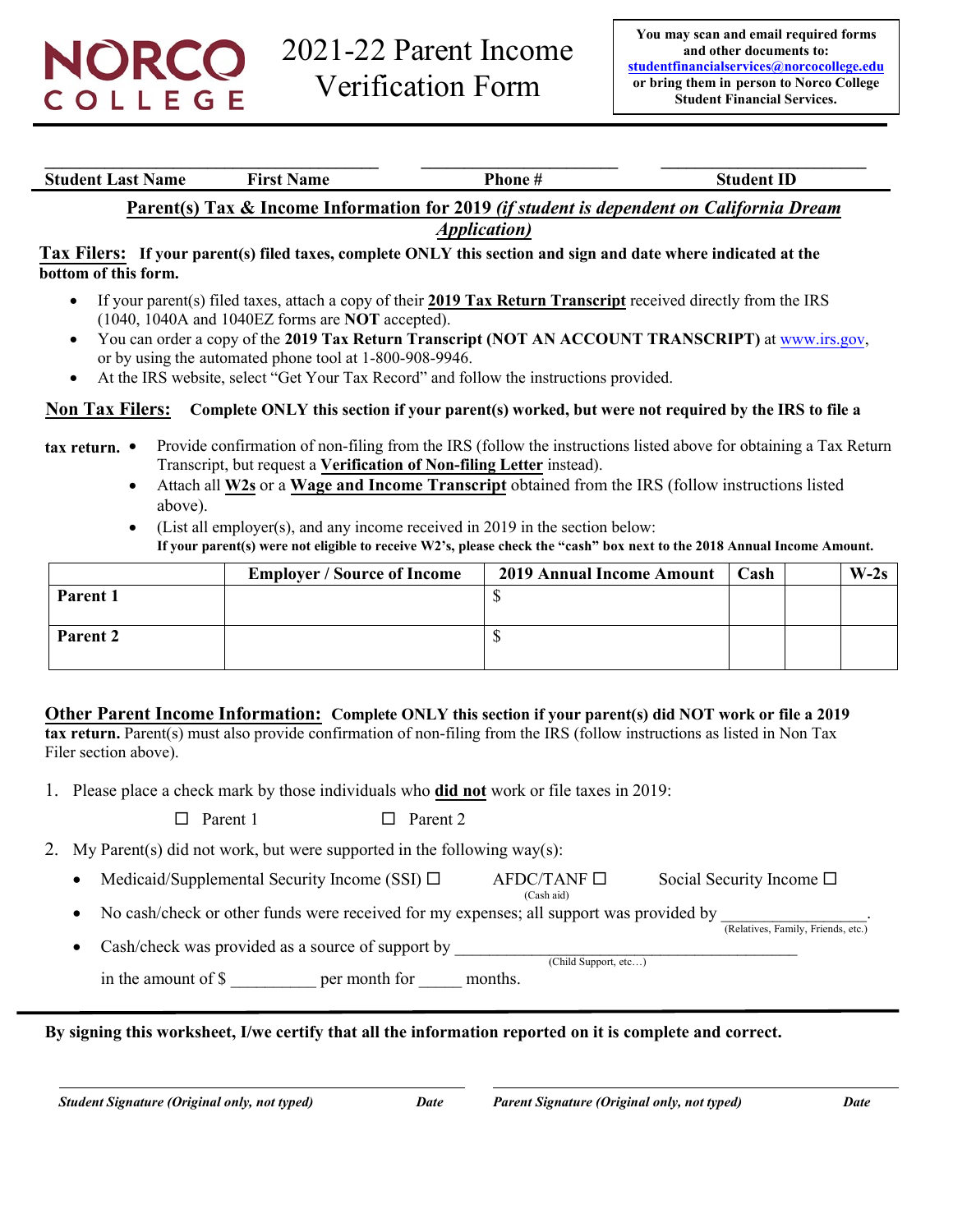NORCO COLLEGE

# 2021-22 Parent Income Verification Form

**You may scan and email required forms and other documents to: studentfinancialservices@norcocollege.edu or bring them in person to Norco College Student Financial Services.**

| Student Last Name | First Name | Phone # | Student ID |
|---|---|---|---|
| | | | |

## Parent(s) Tax & Income Information for 2019 *(if student is dependent on California Dream Application)*

**Tax Filers: If your parent(s) filed taxes, complete ONLY this section and sign and date where indicated at the bottom of this form.**

- If your parent(s) filed taxes, attach a copy of their **2019 Tax Return Transcript** received directly from the IRS (1040, 1040A and 1040EZ forms are **NOT** accepted).
- You can order a copy of the **2019 Tax Return Transcript (NOT AN ACCOUNT TRANSCRIPT)** at www.irs.gov, or by using the automated phone tool at 1-800-908-9946.
- At the IRS website, select "Get Your Tax Record" and follow the instructions provided.

**Non Tax Filers: Complete ONLY this section if your parent(s) worked, but were not required by the IRS to file a tax return.**

- Provide confirmation of non-filing from the IRS (follow the instructions listed above for obtaining a Tax Return Transcript, but request a **Verification of Non-filing Letter** instead).
- Attach all **W2s** or a **Wage and Income Transcript** obtained from the IRS (follow instructions listed above).
- (List all employer(s), and any income received in 2019 in the section below:
  **If your parent(s) were not eligible to receive W2's, please check the "cash" box next to the 2018 Annual Income Amount.**

| | Employer / Source of Income | 2019 Annual Income Amount | Cash | | W-2s |
|---|---|---|---|---|---|
| **Parent 1** | | $ | | | |
| **Parent 2** | | $ | | | |

**Other Parent Income Information: Complete ONLY this section if your parent(s) did NOT work or file a 2019 tax return.** Parent(s) must also provide confirmation of non-filing from the IRS (follow instructions as listed in Non Tax Filer section above).

1. Please place a check mark by those individuals who **did not** work or file taxes in 2019:

   ☐ Parent 1 ☐ Parent 2

2. My Parent(s) did not work, but were supported in the following way(s):
   - Medicaid/Supplemental Security Income (SSI) ☐ AFDC/TANF ☐ (Cash aid) Social Security Income ☐
   - No cash/check or other funds were received for my expenses; all support was provided by ________________. (Relatives, Family, Friends, etc.)
   - Cash/check was provided as a source of support by ________________________________ (Child Support, etc…)

     in the amount of $ __________ per month for _____ months.

**By signing this worksheet, I/we certify that all the information reported on it is complete and correct.**

| *Student Signature (Original only, not typed)* | *Date* | *Parent Signature (Original only, not typed)* | *Date* |
|---|---|---|---|
| | | | |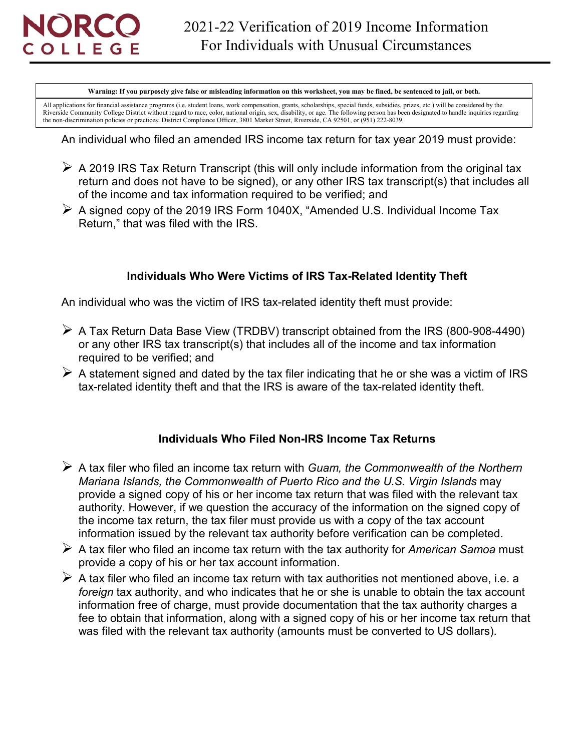**Warning: If you purposely give false or misleading information on this worksheet, you may be fined, be sentenced to jail, or both.**

All applications for financial assistance programs (i.e. student loans, work compensation, grants, scholarships, special funds, subsidies, prizes, etc.) will be considered by the Riverside Community College District without regard to race, color, national origin, sex, disability, or age. The following person has been designated to handle inquiries regarding the non-discrimination policies or practices: District Compliance Officer, 3801 Market Street, Riverside, CA 92501, or (951) 222-8039.

An individual who filed an amended IRS income tax return for tax year 2019 must provide:

- A 2019 IRS Tax Return Transcript (this will only include information from the original tax return and does not have to be signed), or any other IRS tax transcript(s) that includes all of the income and tax information required to be verified; and
- A signed copy of the 2019 IRS Form 1040X, "Amended U.S. Individual Income Tax Return," that was filed with the IRS.

### Individuals Who Were Victims of IRS Tax-Related Identity Theft

An individual who was the victim of IRS tax-related identity theft must provide:

- A Tax Return Data Base View (TRDBV) transcript obtained from the IRS (800-908-4490) or any other IRS tax transcript(s) that includes all of the income and tax information required to be verified; and
- A statement signed and dated by the tax filer indicating that he or she was a victim of IRS tax-related identity theft and that the IRS is aware of the tax-related identity theft.

### Individuals Who Filed Non-IRS Income Tax Returns

- A tax filer who filed an income tax return with *Guam, the Commonwealth of the Northern Mariana Islands, the Commonwealth of Puerto Rico and the U.S. Virgin Islands* may provide a signed copy of his or her income tax return that was filed with the relevant tax authority. However, if we question the accuracy of the information on the signed copy of the income tax return, the tax filer must provide us with a copy of the tax account information issued by the relevant tax authority before verification can be completed.
- A tax filer who filed an income tax return with the tax authority for *American Samoa* must provide a copy of his or her tax account information.
- A tax filer who filed an income tax return with tax authorities not mentioned above, i.e. a *foreign* tax authority, and who indicates that he or she is unable to obtain the tax account information free of charge, must provide documentation that the tax authority charges a fee to obtain that information, along with a signed copy of his or her income tax return that was filed with the relevant tax authority (amounts must be converted to US dollars).